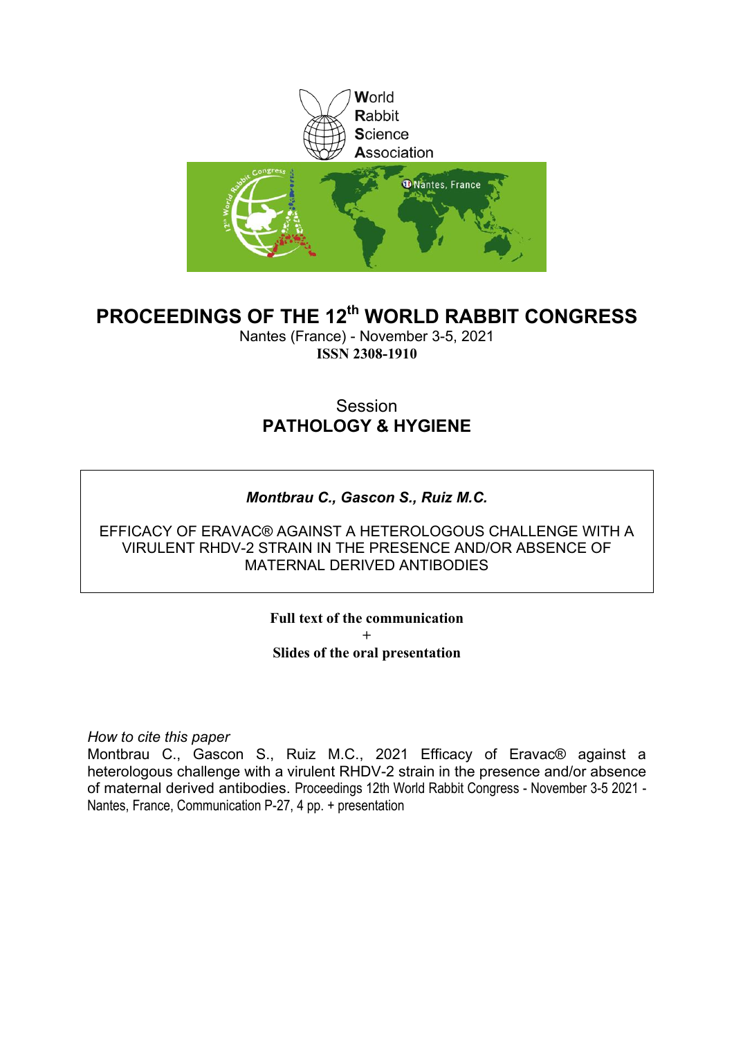World
Rabbit
Science
Association

# PROCEEDINGS OF THE 12th WORLD RABBIT CONGRESS

Nantes (France) - November 3-5, 2021
**ISSN 2308-1910**

Session
**PATHOLOGY & HYGIENE**

***Montbrau C., Gascon S., Ruiz M.C.***

EFFICACY OF ERAVAC® AGAINST A HETEROLOGOUS CHALLENGE WITH A VIRULENT RHDV-2 STRAIN IN THE PRESENCE AND/OR ABSENCE OF MATERNAL DERIVED ANTIBODIES

**Full text of the communication**
+
**Slides of the oral presentation**

*How to cite this paper*
Montbrau C., Gascon S., Ruiz M.C., 2021 Efficacy of Eravac® against a heterologous challenge with a virulent RHDV-2 strain in the presence and/or absence of maternal derived antibodies. Proceedings 12th World Rabbit Congress - November 3-5 2021 - Nantes, France, Communication P-27, 4 pp. + presentation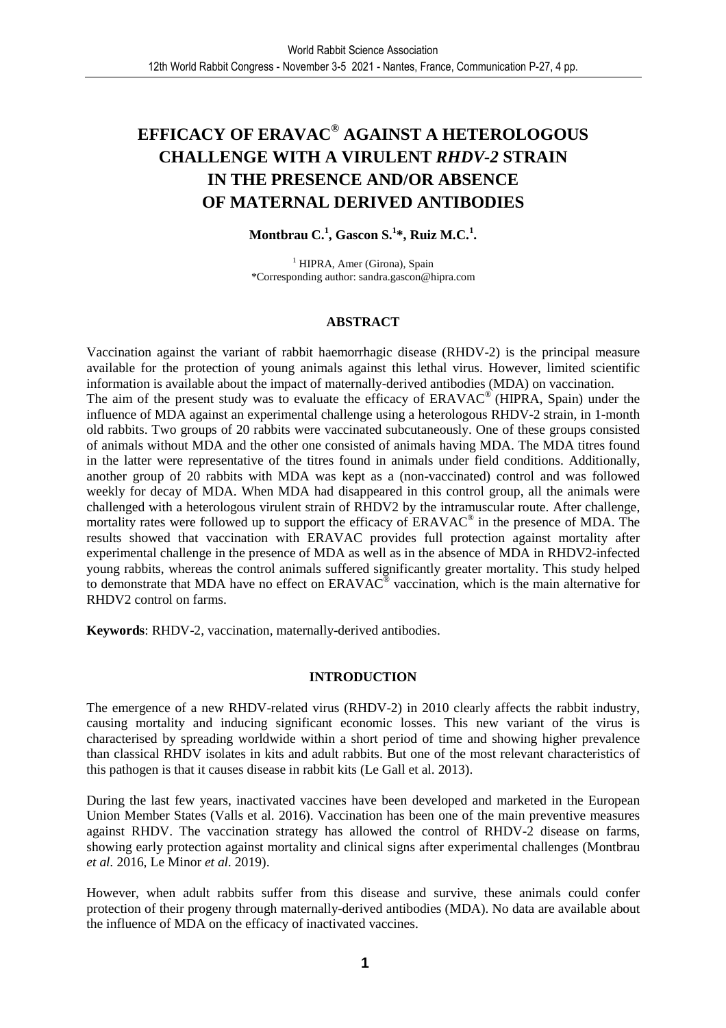# EFFICACY OF ERAVAC® AGAINST A HETEROLOGOUS CHALLENGE WITH A VIRULENT *RHDV-2* STRAIN IN THE PRESENCE AND/OR ABSENCE OF MATERNAL DERIVED ANTIBODIES

**Montbrau C.[1], Gascon S.[1]*, Ruiz M.C.[1].**

[1] HIPRA, Amer (Girona), Spain
*Corresponding author: sandra.gascon@hipra.com

## ABSTRACT

Vaccination against the variant of rabbit haemorrhagic disease (RHDV-2) is the principal measure available for the protection of young animals against this lethal virus. However, limited scientific information is available about the impact of maternally-derived antibodies (MDA) on vaccination.
The aim of the present study was to evaluate the efficacy of ERAVAC® (HIPRA, Spain) under the influence of MDA against an experimental challenge using a heterologous RHDV-2 strain, in 1-month old rabbits. Two groups of 20 rabbits were vaccinated subcutaneously. One of these groups consisted of animals without MDA and the other one consisted of animals having MDA. The MDA titres found in the latter were representative of the titres found in animals under field conditions. Additionally, another group of 20 rabbits with MDA was kept as a (non-vaccinated) control and was followed weekly for decay of MDA. When MDA had disappeared in this control group, all the animals were challenged with a heterologous virulent strain of RHDV2 by the intramuscular route. After challenge, mortality rates were followed up to support the efficacy of ERAVAC® in the presence of MDA. The results showed that vaccination with ERAVAC provides full protection against mortality after experimental challenge in the presence of MDA as well as in the absence of MDA in RHDV2-infected young rabbits, whereas the control animals suffered significantly greater mortality. This study helped to demonstrate that MDA have no effect on ERAVAC® vaccination, which is the main alternative for RHDV2 control on farms.

**Keywords**: RHDV-2, vaccination, maternally-derived antibodies.

## INTRODUCTION

The emergence of a new RHDV-related virus (RHDV-2) in 2010 clearly affects the rabbit industry, causing mortality and inducing significant economic losses. This new variant of the virus is characterised by spreading worldwide within a short period of time and showing higher prevalence than classical RHDV isolates in kits and adult rabbits. But one of the most relevant characteristics of this pathogen is that it causes disease in rabbit kits (Le Gall et al. 2013).

During the last few years, inactivated vaccines have been developed and marketed in the European Union Member States (Valls et al. 2016). Vaccination has been one of the main preventive measures against RHDV. The vaccination strategy has allowed the control of RHDV-2 disease on farms, showing early protection against mortality and clinical signs after experimental challenges (Montbrau *et al.* 2016, Le Minor *et al.* 2019).

However, when adult rabbits suffer from this disease and survive, these animals could confer protection of their progeny through maternally-derived antibodies (MDA). No data are available about the influence of MDA on the efficacy of inactivated vaccines.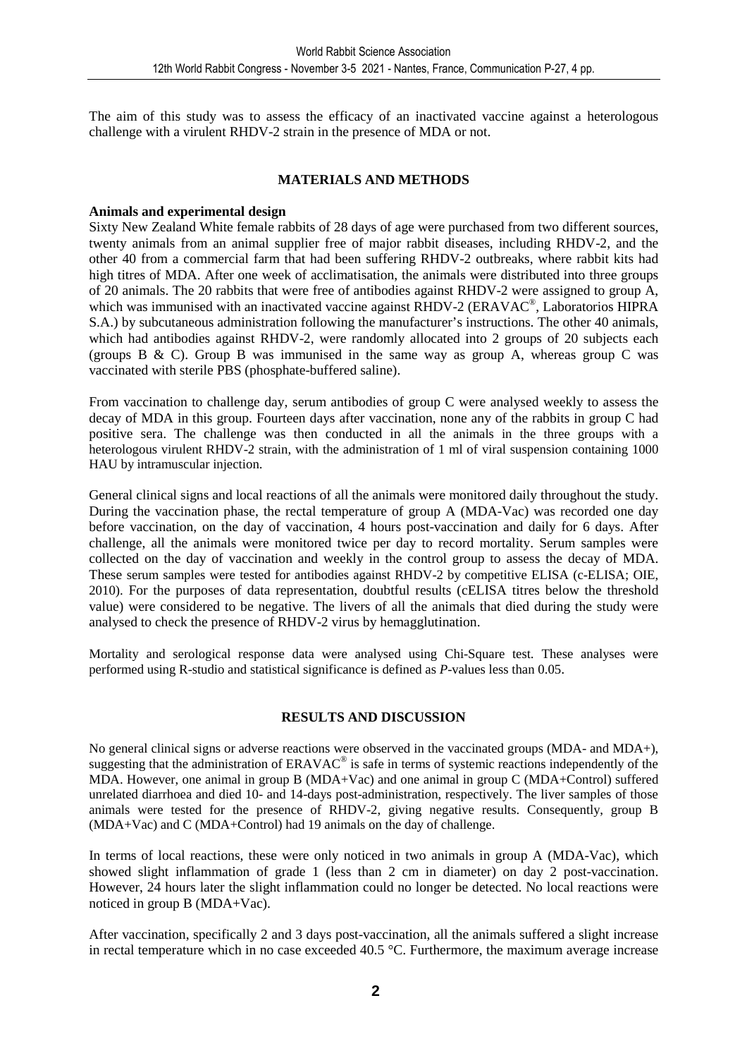The aim of this study was to assess the efficacy of an inactivated vaccine against a heterologous challenge with a virulent RHDV-2 strain in the presence of MDA or not.

## MATERIALS AND METHODS

### Animals and experimental design

Sixty New Zealand White female rabbits of 28 days of age were purchased from two different sources, twenty animals from an animal supplier free of major rabbit diseases, including RHDV-2, and the other 40 from a commercial farm that had been suffering RHDV-2 outbreaks, where rabbit kits had high titres of MDA. After one week of acclimatisation, the animals were distributed into three groups of 20 animals. The 20 rabbits that were free of antibodies against RHDV-2 were assigned to group A, which was immunised with an inactivated vaccine against RHDV-2 (ERAVAC®, Laboratorios HIPRA S.A.) by subcutaneous administration following the manufacturer's instructions. The other 40 animals, which had antibodies against RHDV-2, were randomly allocated into 2 groups of 20 subjects each (groups B & C). Group B was immunised in the same way as group A, whereas group C was vaccinated with sterile PBS (phosphate-buffered saline).

From vaccination to challenge day, serum antibodies of group C were analysed weekly to assess the decay of MDA in this group. Fourteen days after vaccination, none any of the rabbits in group C had positive sera. The challenge was then conducted in all the animals in the three groups with a heterologous virulent RHDV-2 strain, with the administration of 1 ml of viral suspension containing 1000 HAU by intramuscular injection.

General clinical signs and local reactions of all the animals were monitored daily throughout the study. During the vaccination phase, the rectal temperature of group A (MDA-Vac) was recorded one day before vaccination, on the day of vaccination, 4 hours post-vaccination and daily for 6 days. After challenge, all the animals were monitored twice per day to record mortality. Serum samples were collected on the day of vaccination and weekly in the control group to assess the decay of MDA. These serum samples were tested for antibodies against RHDV-2 by competitive ELISA (c-ELISA; OIE, 2010). For the purposes of data representation, doubtful results (cELISA titres below the threshold value) were considered to be negative. The livers of all the animals that died during the study were analysed to check the presence of RHDV-2 virus by hemagglutination.

Mortality and serological response data were analysed using Chi-Square test. These analyses were performed using R-studio and statistical significance is defined as *P*-values less than 0.05.

## RESULTS AND DISCUSSION

No general clinical signs or adverse reactions were observed in the vaccinated groups (MDA- and MDA+), suggesting that the administration of ERAVAC® is safe in terms of systemic reactions independently of the MDA. However, one animal in group B (MDA+Vac) and one animal in group C (MDA+Control) suffered unrelated diarrhoea and died 10- and 14-days post-administration, respectively. The liver samples of those animals were tested for the presence of RHDV-2, giving negative results. Consequently, group B (MDA+Vac) and C (MDA+Control) had 19 animals on the day of challenge.

In terms of local reactions, these were only noticed in two animals in group A (MDA-Vac), which showed slight inflammation of grade 1 (less than 2 cm in diameter) on day 2 post-vaccination. However, 24 hours later the slight inflammation could no longer be detected. No local reactions were noticed in group B (MDA+Vac).

After vaccination, specifically 2 and 3 days post-vaccination, all the animals suffered a slight increase in rectal temperature which in no case exceeded 40.5 °C. Furthermore, the maximum average increase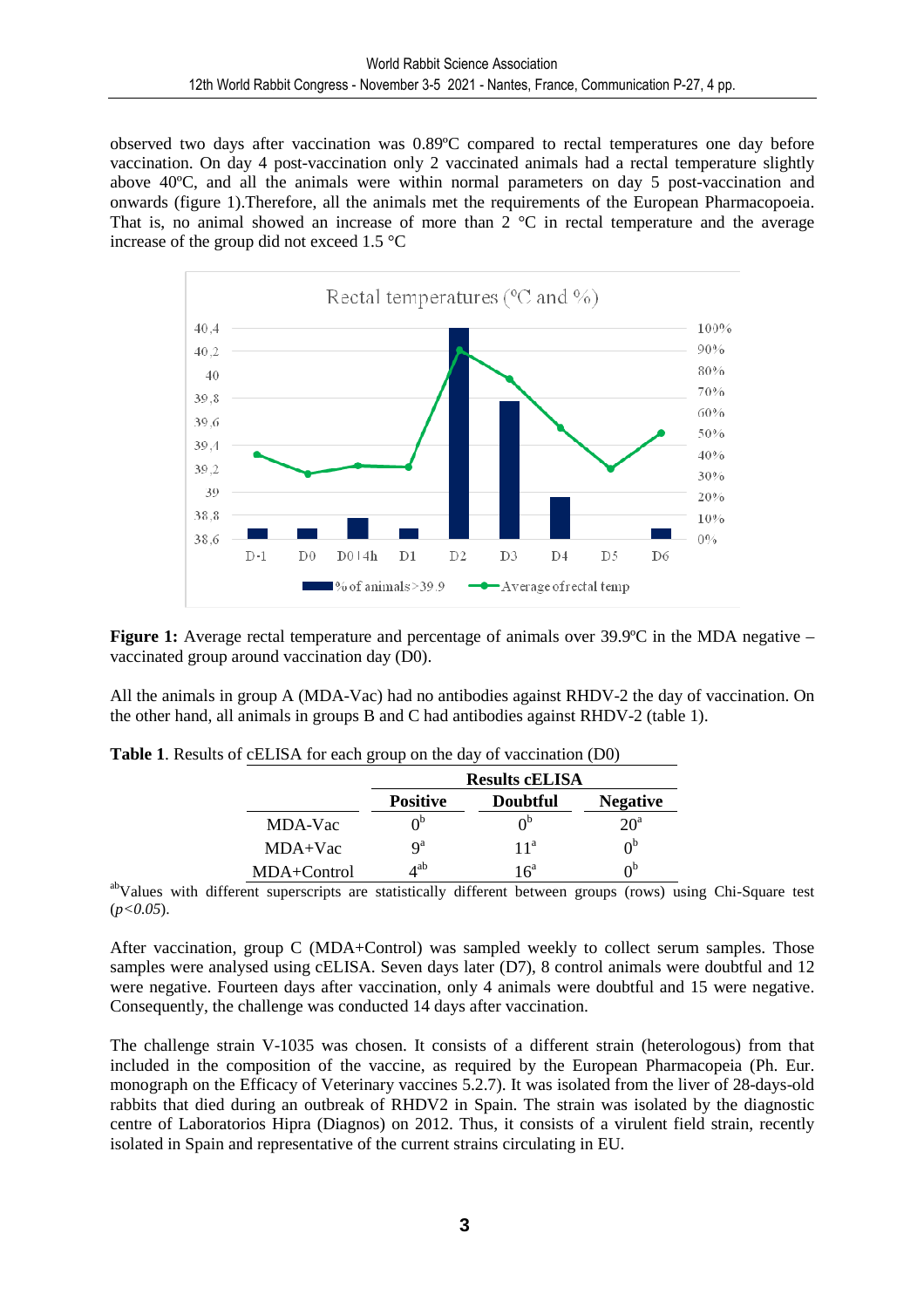observed two days after vaccination was 0.89ºC compared to rectal temperatures one day before vaccination. On day 4 post-vaccination only 2 vaccinated animals had a rectal temperature slightly above 40ºC, and all the animals were within normal parameters on day 5 post-vaccination and onwards (figure 1).Therefore, all the animals met the requirements of the European Pharmacopoeia. That is, no animal showed an increase of more than 2 °C in rectal temperature and the average increase of the group did not exceed 1.5 °C

**Figure 1:** Average rectal temperature and percentage of animals over 39.9ºC in the MDA negative – vaccinated group around vaccination day (D0).

All the animals in group A (MDA-Vac) had no antibodies against RHDV-2 the day of vaccination. On the other hand, all animals in groups B and C had antibodies against RHDV-2 (table 1).

**Table 1**. Results of cELISA for each group on the day of vaccination (D0)

| | Results cELISA | | |
|---|---|---|---|
| | **Positive** | **Doubtful** | **Negative** |
| MDA-Vac | 0[b] | 0[b] | 20[a] |
| MDA+Vac | 9[a] | 11[a] | 0[b] |
| MDA+Control | 4[ab] | 16[a] | 0[b] |

[ab]Values with different superscripts are statistically different between groups (rows) using Chi-Square test (*p<0.05*).

After vaccination, group C (MDA+Control) was sampled weekly to collect serum samples. Those samples were analysed using cELISA. Seven days later (D7), 8 control animals were doubtful and 12 were negative. Fourteen days after vaccination, only 4 animals were doubtful and 15 were negative. Consequently, the challenge was conducted 14 days after vaccination.

The challenge strain V-1035 was chosen. It consists of a different strain (heterologous) from that included in the composition of the vaccine, as required by the European Pharmacopeia (Ph. Eur. monograph on the Efficacy of Veterinary vaccines 5.2.7). It was isolated from the liver of 28-days-old rabbits that died during an outbreak of RHDV2 in Spain. The strain was isolated by the diagnostic centre of Laboratorios Hipra (Diagnos) on 2012. Thus, it consists of a virulent field strain, recently isolated in Spain and representative of the current strains circulating in EU.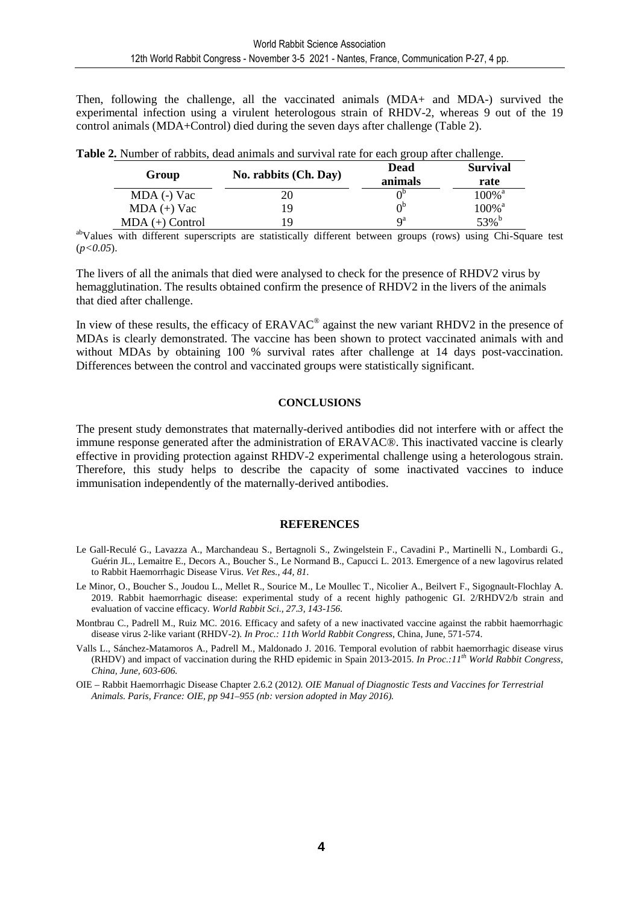Then, following the challenge, all the vaccinated animals (MDA+ and MDA-) survived the experimental infection using a virulent heterologous strain of RHDV-2, whereas 9 out of the 19 control animals (MDA+Control) died during the seven days after challenge (Table 2).

**Table 2.** Number of rabbits, dead animals and survival rate for each group after challenge.

| Group | No. rabbits (Ch. Day) | Dead animals | Survival rate |
|---|---|---|---|
| MDA (-) Vac | 20 | 0[b] | 100%[a] |
| MDA (+) Vac | 19 | 0[b] | 100%[a] |
| MDA (+) Control | 19 | 9[a] | 53%[b] |

[ab]Values with different superscripts are statistically different between groups (rows) using Chi-Square test (*p<0.05*).

The livers of all the animals that died were analysed to check for the presence of RHDV2 virus by hemagglutination. The results obtained confirm the presence of RHDV2 in the livers of the animals that died after challenge.

In view of these results, the efficacy of ERAVAC® against the new variant RHDV2 in the presence of MDAs is clearly demonstrated. The vaccine has been shown to protect vaccinated animals with and without MDAs by obtaining 100 % survival rates after challenge at 14 days post-vaccination. Differences between the control and vaccinated groups were statistically significant.

## CONCLUSIONS

The present study demonstrates that maternally-derived antibodies did not interfere with or affect the immune response generated after the administration of ERAVAC®. This inactivated vaccine is clearly effective in providing protection against RHDV-2 experimental challenge using a heterologous strain. Therefore, this study helps to describe the capacity of some inactivated vaccines to induce immunisation independently of the maternally-derived antibodies.

## REFERENCES

Le Gall-Reculé G., Lavazza A., Marchandeau S., Bertagnoli S., Zwingelstein F., Cavadini P., Martinelli N., Lombardi G., Guérin JL., Lemaitre E., Decors A., Boucher S., Le Normand B., Capucci L. 2013. Emergence of a new lagovirus related to Rabbit Haemorrhagic Disease Virus. *Vet Res., 44, 81.*

Le Minor, O., Boucher S., Joudou L., Mellet R., Sourice M., Le Moullec T., Nicolier A., Beilvert F., Sigognault-Flochlay A. 2019. Rabbit haemorrhagic disease: experimental study of a recent highly pathogenic GI. 2/RHDV2/b strain and evaluation of vaccine efficacy. *World Rabbit Sci., 27.3, 143-156.*

Montbrau C., Padrell M., Ruiz MC. 2016. Efficacy and safety of a new inactivated vaccine against the rabbit haemorrhagic disease virus 2-like variant (RHDV-2). *In Proc.: 11th World Rabbit Congress*, China, June, 571-574.

Valls L., Sánchez-Matamoros A., Padrell M., Maldonado J. 2016. Temporal evolution of rabbit haemorrhagic disease virus (RHDV) and impact of vaccination during the RHD epidemic in Spain 2013-2015. *In Proc.:11th World Rabbit Congress, China, June, 603-606.*

OIE – Rabbit Haemorrhagic Disease Chapter 2.6.2 (2012*). OIE Manual of Diagnostic Tests and Vaccines for Terrestrial Animals. Paris, France: OIE, pp 941–955 (nb: version adopted in May 2016).*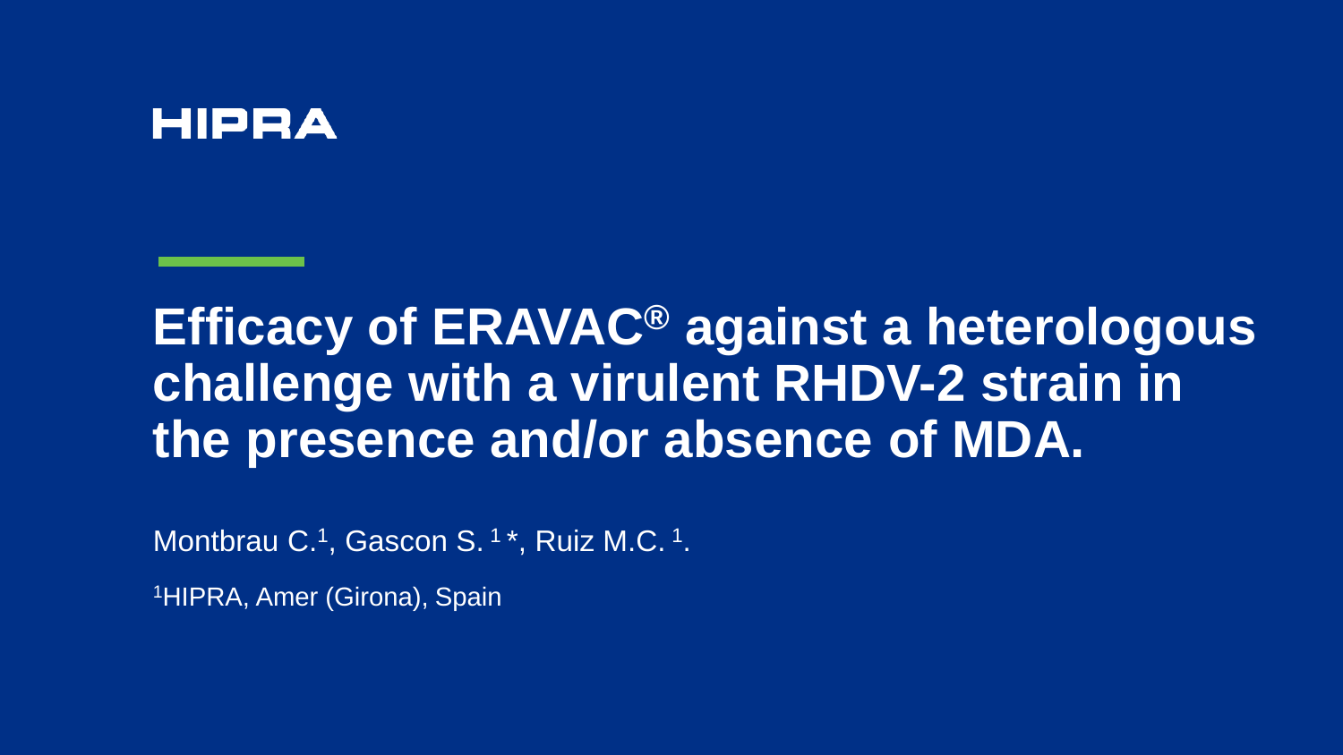HIPRA

# Efficacy of ERAVAC® against a heterologous challenge with a virulent RHDV-2 strain in the presence and/or absence of MDA.

Montbrau C.[1], Gascon S. [1]*, Ruiz M.C. [1].

[1]HIPRA, Amer (Girona), Spain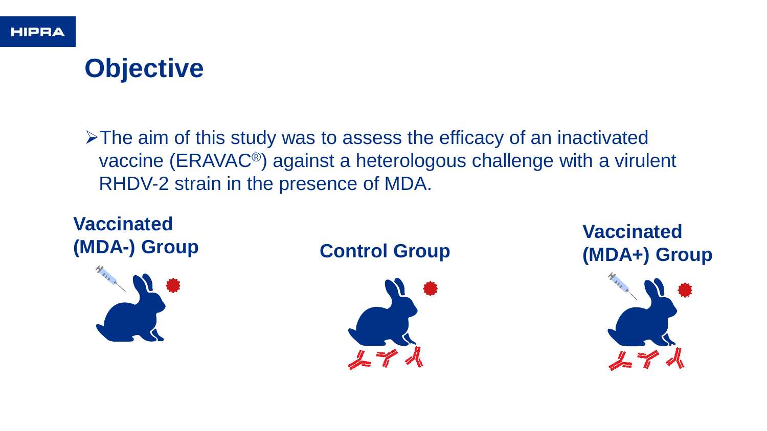# Objective

- The aim of this study was to assess the efficacy of an inactivated vaccine (ERAVAC®) against a heterologous challenge with a virulent RHDV-2 strain in the presence of MDA.

**Vaccinated (MDA-) Group**

**Control Group**

**Vaccinated (MDA+) Group**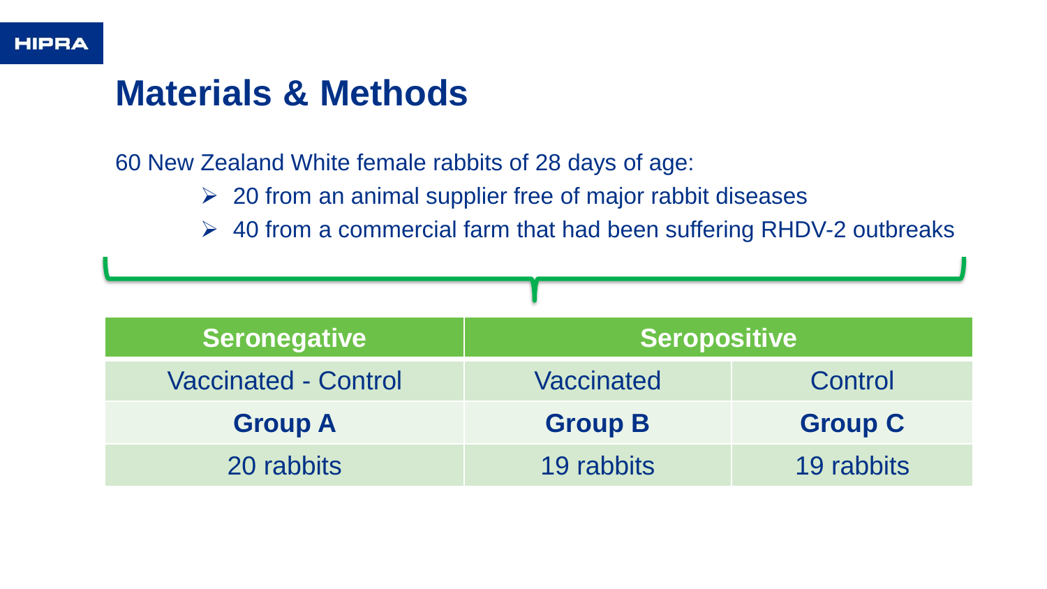## Materials & Methods

60 New Zealand White female rabbits of 28 days of age:

- 20 from an animal supplier free of major rabbit diseases
- 40 from a commercial farm that had been suffering RHDV-2 outbreaks

| Seronegative | Seropositive | |
|---|---|---|
| Vaccinated - Control | Vaccinated | Control |
| **Group A** | **Group B** | **Group C** |
| 20 rabbits | 19 rabbits | 19 rabbits |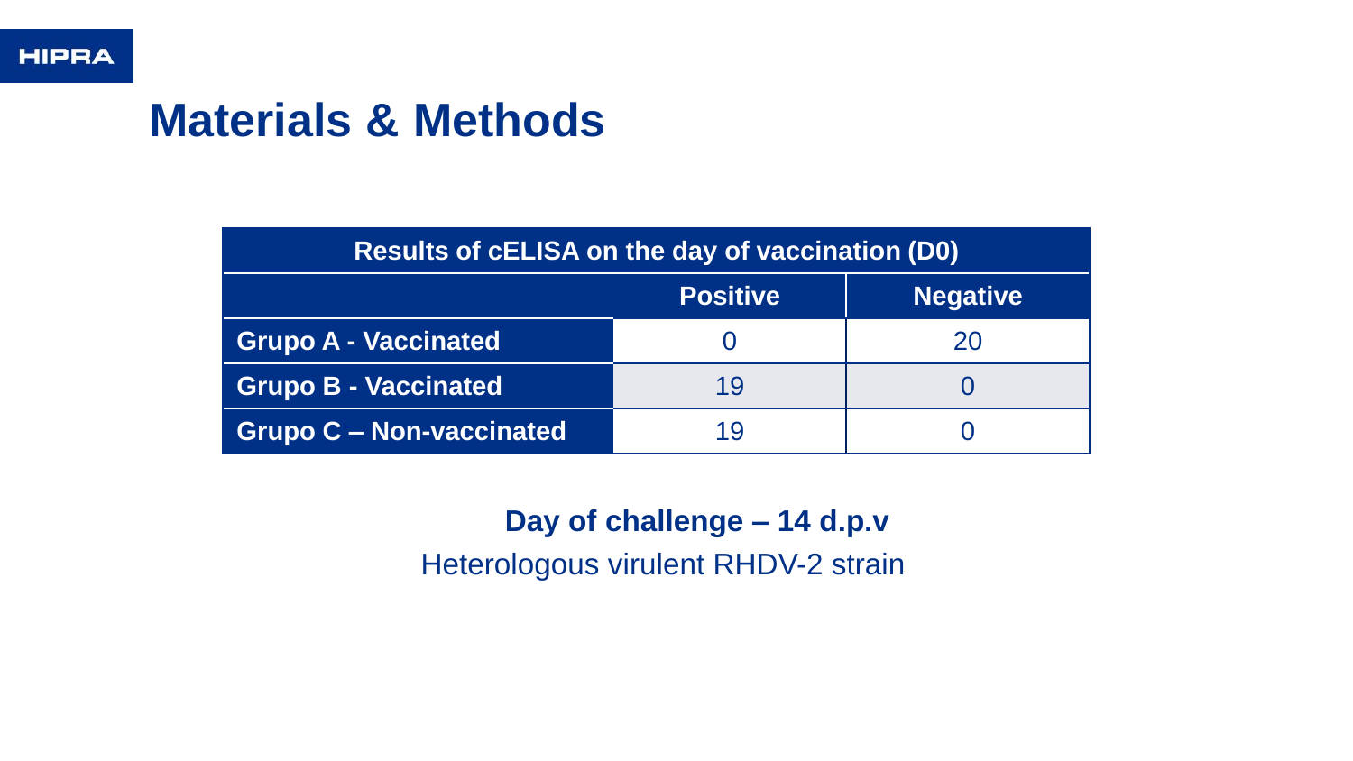# Materials & Methods

| Results of cELISA on the day of vaccination (D0) | | |
|---|---|---|
| | **Positive** | **Negative** |
| **Grupo A - Vaccinated** | 0 | 20 |
| **Grupo B - Vaccinated** | 19 | 0 |
| **Grupo C – Non-vaccinated** | 19 | 0 |

**Day of challenge – 14 d.p.v**

Heterologous virulent RHDV-2 strain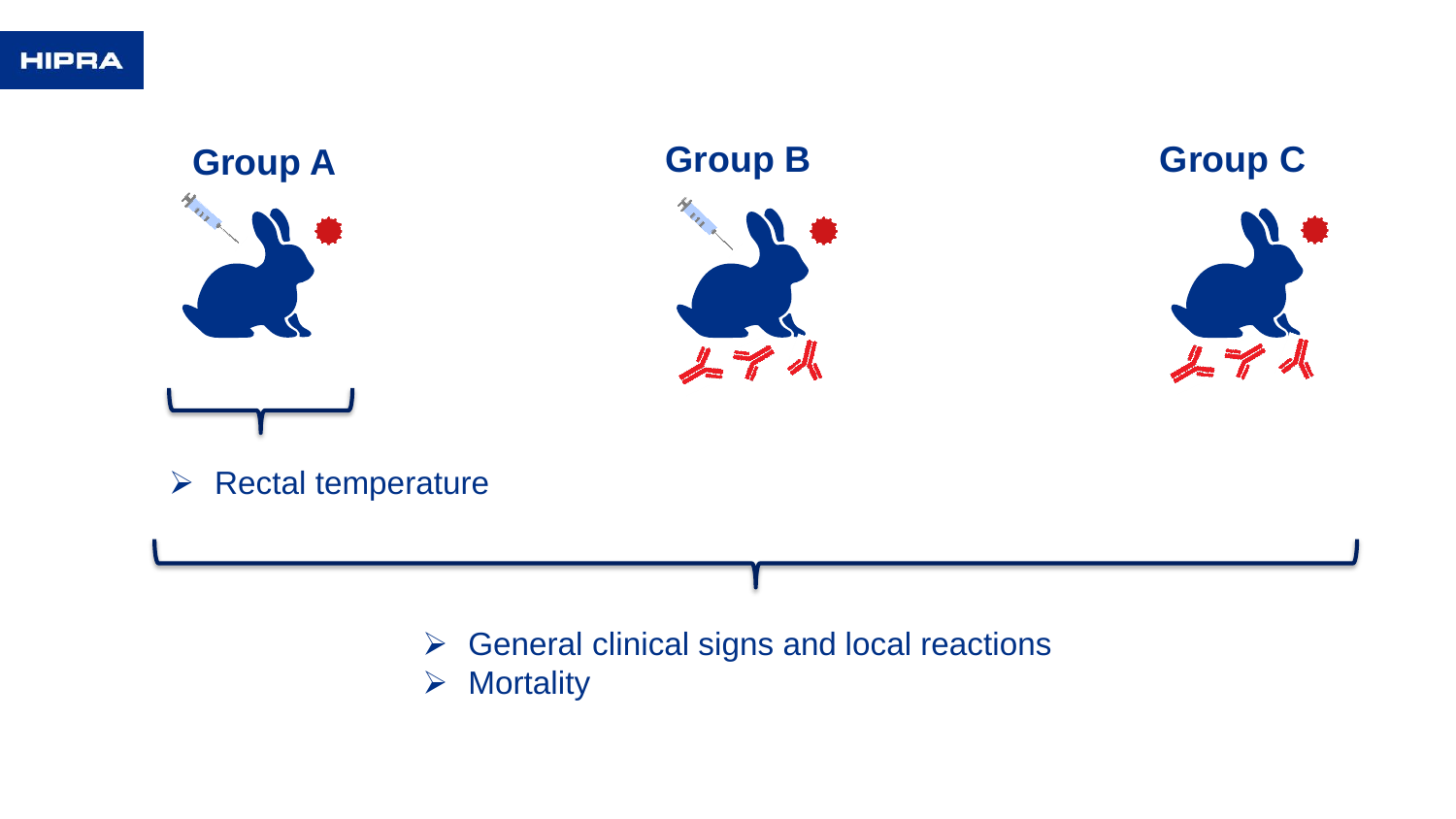**Group A**

**Group B**

**Group C**

- Rectal temperature

- General clinical signs and local reactions
- Mortality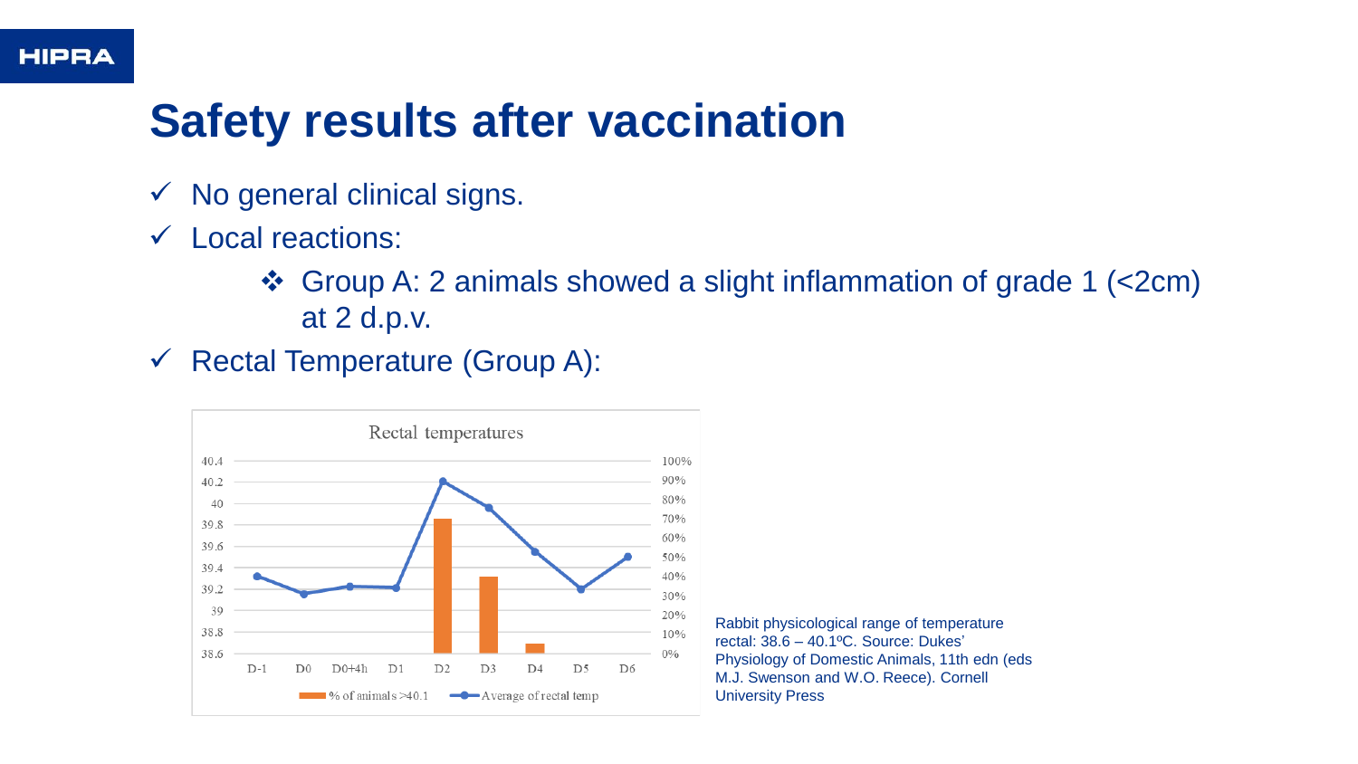# Safety results after vaccination

- ✓ No general clinical signs.
- ✓ Local reactions:
  - ❖ Group A: 2 animals showed a slight inflammation of grade 1 (<2cm) at 2 d.p.v.
- ✓ Rectal Temperature (Group A):

Rectal temperatures

40.4, 40.2, 40, 39.8, 39.6, 39.4, 39.2, 39, 38.8, 38.6

100%, 90%, 80%, 70%, 60%, 50%, 40%, 30%, 20%, 10%, 0%

D-1, D0, D0+4h, D1, D2, D3, D4, D5, D6

% of animals >40.1 — Average of rectal temp

Rabbit physiological range of temperature rectal: 38.6 – 40.1ºC. Source: Dukes' Physiology of Domestic Animals, 11th edn (eds M.J. Swenson and W.O. Reece). Cornell University Press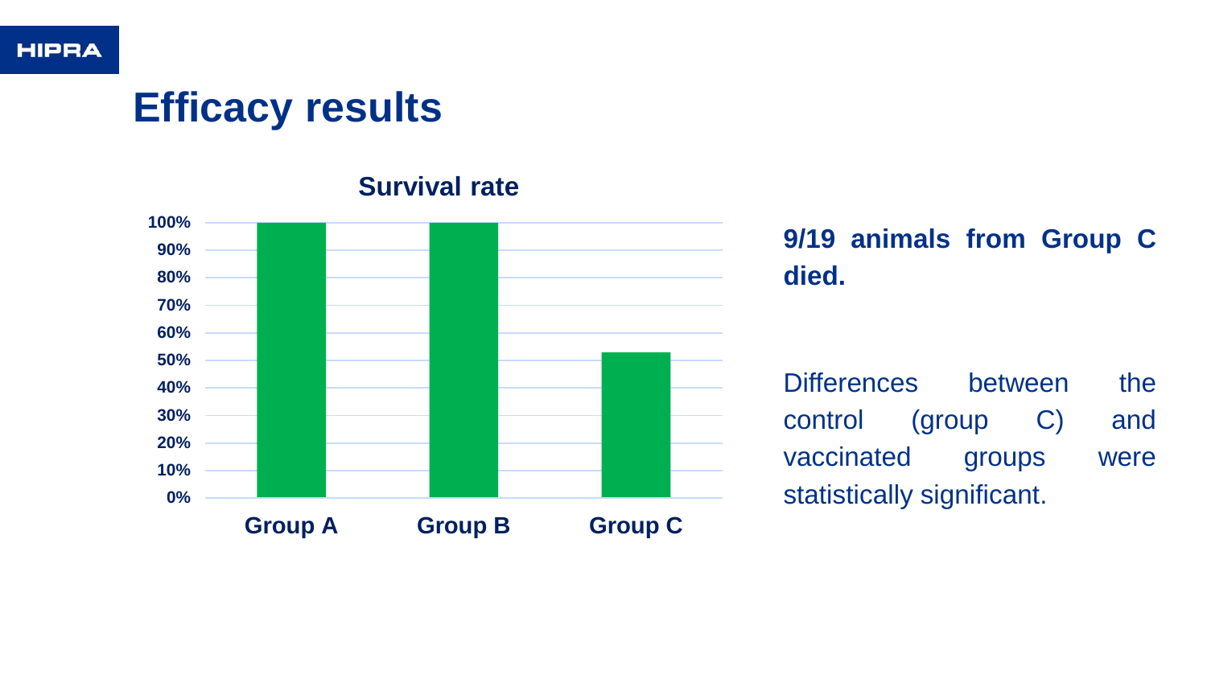# Efficacy results

**Survival rate**

| | Survival rate |
|---|---|
| Group A | 100% |
| Group B | 100% |
| Group C | ~53% |

**9/19 animals from Group C died.**

Differences between the control (group C) and vaccinated groups were statistically significant.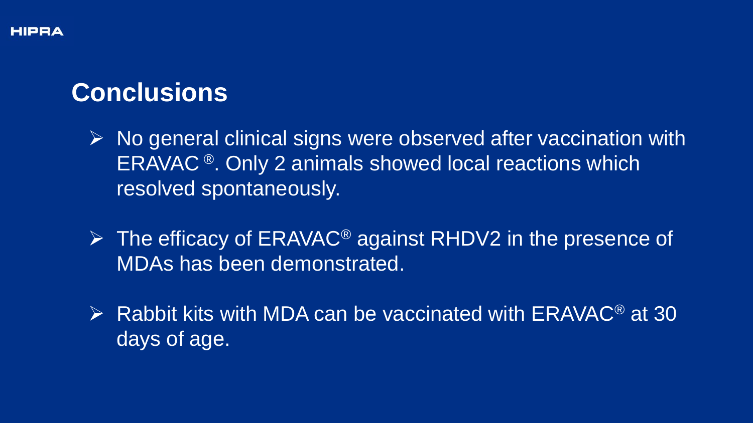## Conclusions

- No general clinical signs were observed after vaccination with ERAVAC®. Only 2 animals showed local reactions which resolved spontaneously.

- The efficacy of ERAVAC® against RHDV2 in the presence of MDAs has been demonstrated.

- Rabbit kits with MDA can be vaccinated with ERAVAC® at 30 days of age.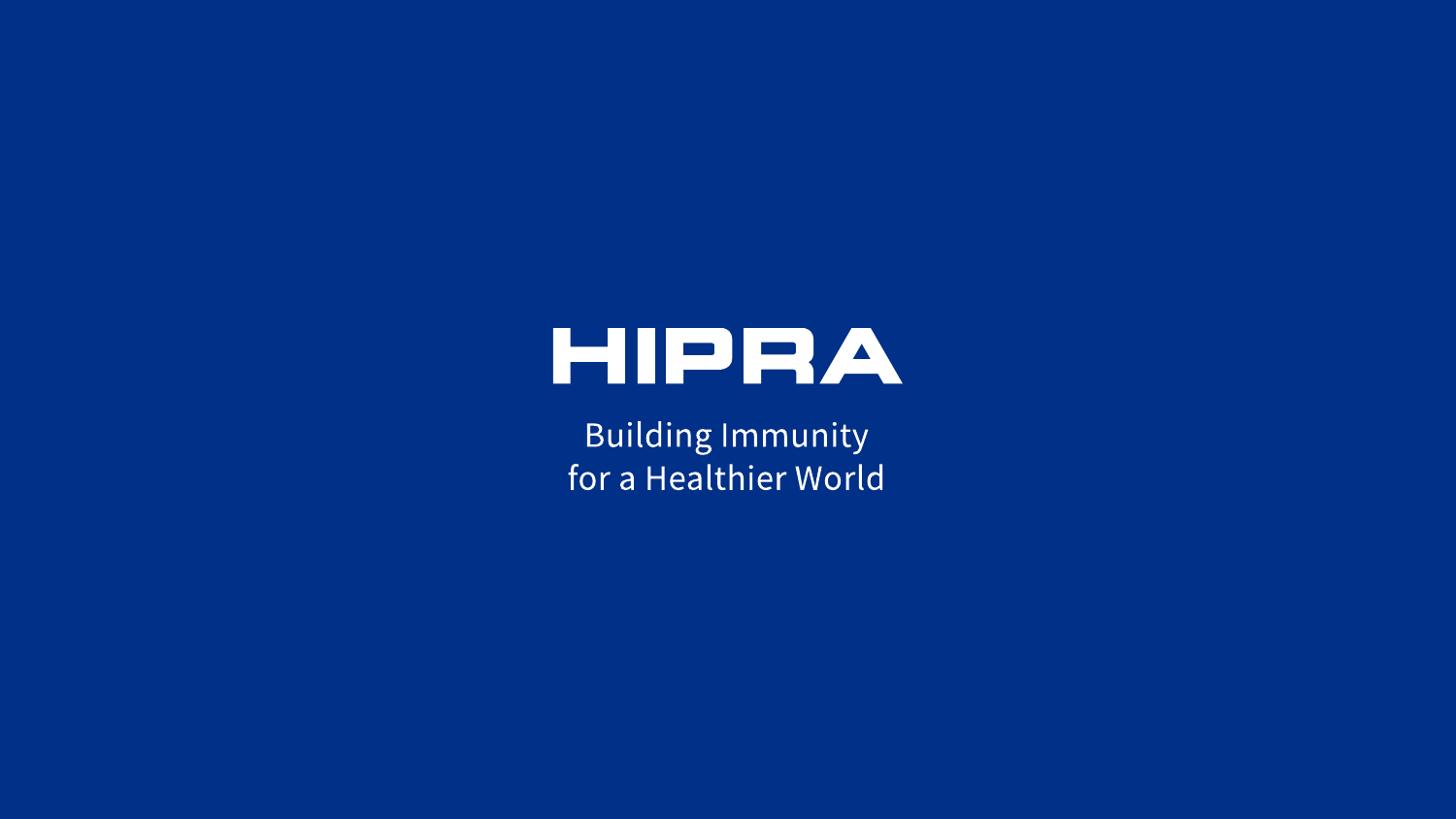# HIPRA

Building Immunity
for a Healthier World